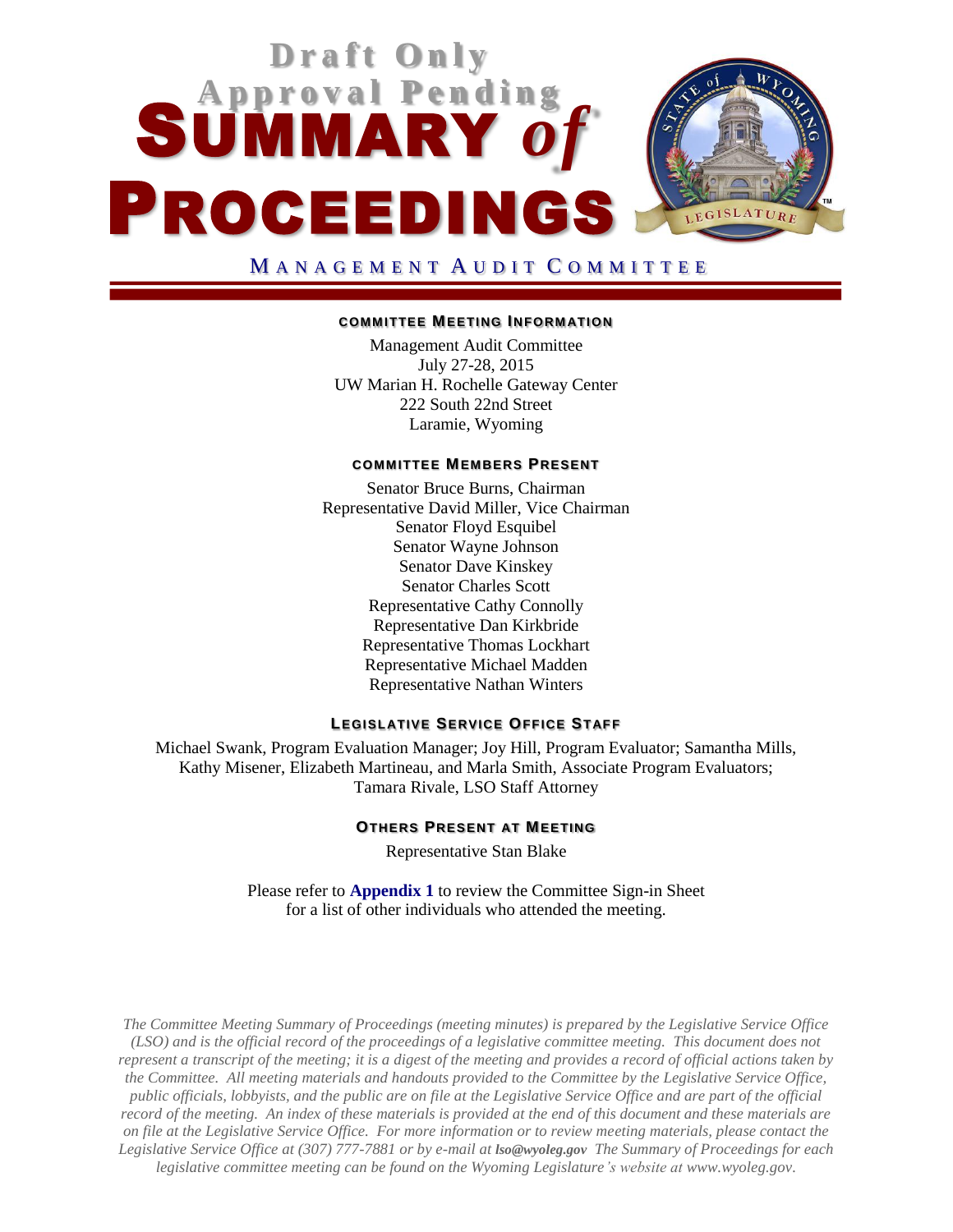Draft Only
Approval Pending

# SUMMARY of PROCEEDINGS

## MANAGEMENT AUDIT COMMITTEE

### COMMITTEE MEETING INFORMATION

Management Audit Committee
July 27-28, 2015
UW Marian H. Rochelle Gateway Center
222 South 22nd Street
Laramie, Wyoming

### COMMITTEE MEMBERS PRESENT

Senator Bruce Burns, Chairman
Representative David Miller, Vice Chairman
Senator Floyd Esquibel
Senator Wayne Johnson
Senator Dave Kinskey
Senator Charles Scott
Representative Cathy Connolly
Representative Dan Kirkbride
Representative Thomas Lockhart
Representative Michael Madden
Representative Nathan Winters

### LEGISLATIVE SERVICE OFFICE STAFF

Michael Swank, Program Evaluation Manager; Joy Hill, Program Evaluator; Samantha Mills, Kathy Misener, Elizabeth Martineau, and Marla Smith, Associate Program Evaluators; Tamara Rivale, LSO Staff Attorney

### OTHERS PRESENT AT MEETING

Representative Stan Blake

Please refer to **Appendix 1** to review the Committee Sign-in Sheet for a list of other individuals who attended the meeting.

*The Committee Meeting Summary of Proceedings (meeting minutes) is prepared by the Legislative Service Office (LSO) and is the official record of the proceedings of a legislative committee meeting. This document does not represent a transcript of the meeting; it is a digest of the meeting and provides a record of official actions taken by the Committee. All meeting materials and handouts provided to the Committee by the Legislative Service Office, public officials, lobbyists, and the public are on file at the Legislative Service Office and are part of the official record of the meeting. An index of these materials is provided at the end of this document and these materials are on file at the Legislative Service Office. For more information or to review meeting materials, please contact the Legislative Service Office at (307) 777-7881 or by e-mail at **lso@wyoleg.gov** The Summary of Proceedings for each legislative committee meeting can be found on the Wyoming Legislature's website at www.wyoleg.gov.*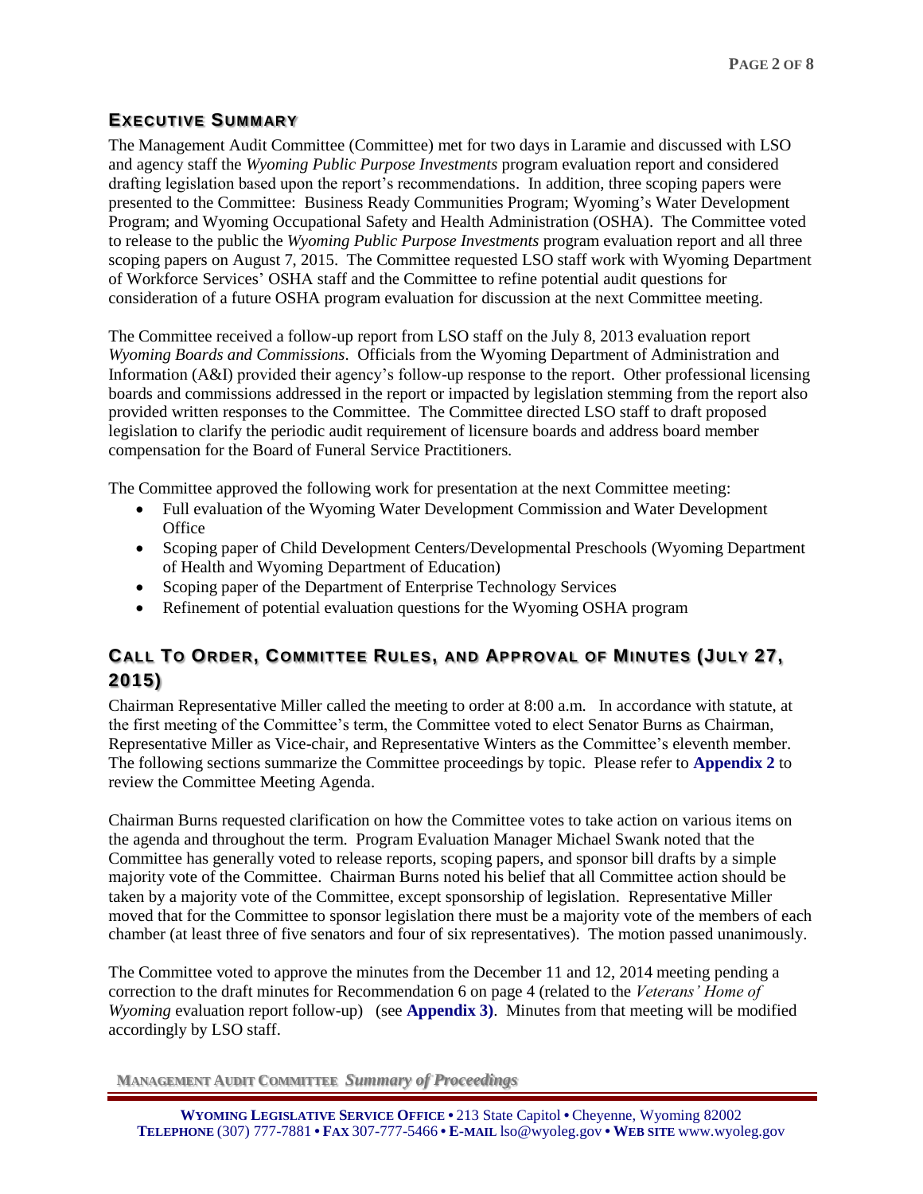## Executive Summary

The Management Audit Committee (Committee) met for two days in Laramie and discussed with LSO and agency staff the *Wyoming Public Purpose Investments* program evaluation report and considered drafting legislation based upon the report's recommendations. In addition, three scoping papers were presented to the Committee: Business Ready Communities Program; Wyoming's Water Development Program; and Wyoming Occupational Safety and Health Administration (OSHA). The Committee voted to release to the public the *Wyoming Public Purpose Investments* program evaluation report and all three scoping papers on August 7, 2015. The Committee requested LSO staff work with Wyoming Department of Workforce Services' OSHA staff and the Committee to refine potential audit questions for consideration of a future OSHA program evaluation for discussion at the next Committee meeting.

The Committee received a follow-up report from LSO staff on the July 8, 2013 evaluation report *Wyoming Boards and Commissions*. Officials from the Wyoming Department of Administration and Information (A&I) provided their agency's follow-up response to the report. Other professional licensing boards and commissions addressed in the report or impacted by legislation stemming from the report also provided written responses to the Committee. The Committee directed LSO staff to draft proposed legislation to clarify the periodic audit requirement of licensure boards and address board member compensation for the Board of Funeral Service Practitioners.

The Committee approved the following work for presentation at the next Committee meeting:

- Full evaluation of the Wyoming Water Development Commission and Water Development Office
- Scoping paper of Child Development Centers/Developmental Preschools (Wyoming Department of Health and Wyoming Department of Education)
- Scoping paper of the Department of Enterprise Technology Services
- Refinement of potential evaluation questions for the Wyoming OSHA program

## Call To Order, Committee Rules, and Approval of Minutes (July 27, 2015)

Chairman Representative Miller called the meeting to order at 8:00 a.m. In accordance with statute, at the first meeting of the Committee's term, the Committee voted to elect Senator Burns as Chairman, Representative Miller as Vice-chair, and Representative Winters as the Committee's eleventh member. The following sections summarize the Committee proceedings by topic. Please refer to **Appendix 2** to review the Committee Meeting Agenda.

Chairman Burns requested clarification on how the Committee votes to take action on various items on the agenda and throughout the term. Program Evaluation Manager Michael Swank noted that the Committee has generally voted to release reports, scoping papers, and sponsor bill drafts by a simple majority vote of the Committee. Chairman Burns noted his belief that all Committee action should be taken by a majority vote of the Committee, except sponsorship of legislation. Representative Miller moved that for the Committee to sponsor legislation there must be a majority vote of the members of each chamber (at least three of five senators and four of six representatives). The motion passed unanimously.

The Committee voted to approve the minutes from the December 11 and 12, 2014 meeting pending a correction to the draft minutes for Recommendation 6 on page 4 (related to the *Veterans' Home of Wyoming* evaluation report follow-up) (see **Appendix 3)**. Minutes from that meeting will be modified accordingly by LSO staff.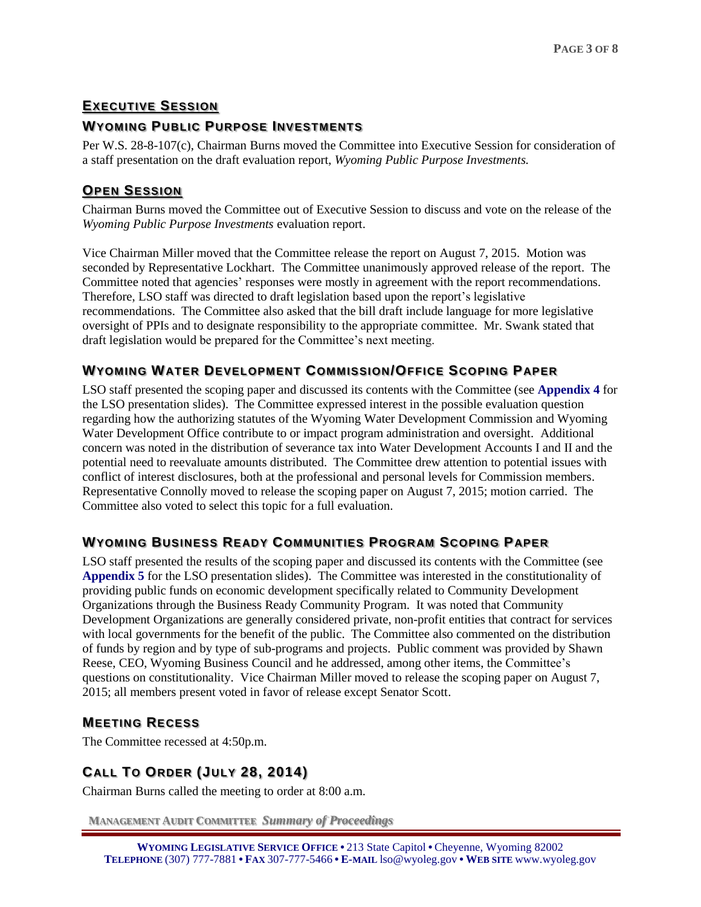## Executive Session

### Wyoming Public Purpose Investments

Per W.S. 28-8-107(c), Chairman Burns moved the Committee into Executive Session for consideration of a staff presentation on the draft evaluation report, *Wyoming Public Purpose Investments.*

## Open Session

Chairman Burns moved the Committee out of Executive Session to discuss and vote on the release of the *Wyoming Public Purpose Investments* evaluation report.

Vice Chairman Miller moved that the Committee release the report on August 7, 2015. Motion was seconded by Representative Lockhart. The Committee unanimously approved release of the report. The Committee noted that agencies' responses were mostly in agreement with the report recommendations. Therefore, LSO staff was directed to draft legislation based upon the report's legislative recommendations. The Committee also asked that the bill draft include language for more legislative oversight of PPIs and to designate responsibility to the appropriate committee. Mr. Swank stated that draft legislation would be prepared for the Committee's next meeting.

### Wyoming Water Development Commission/Office Scoping Paper

LSO staff presented the scoping paper and discussed its contents with the Committee (see **Appendix 4** for the LSO presentation slides). The Committee expressed interest in the possible evaluation question regarding how the authorizing statutes of the Wyoming Water Development Commission and Wyoming Water Development Office contribute to or impact program administration and oversight. Additional concern was noted in the distribution of severance tax into Water Development Accounts I and II and the potential need to reevaluate amounts distributed. The Committee drew attention to potential issues with conflict of interest disclosures, both at the professional and personal levels for Commission members. Representative Connolly moved to release the scoping paper on August 7, 2015; motion carried. The Committee also voted to select this topic for a full evaluation.

### Wyoming Business Ready Communities Program Scoping Paper

LSO staff presented the results of the scoping paper and discussed its contents with the Committee (see **Appendix 5** for the LSO presentation slides). The Committee was interested in the constitutionality of providing public funds on economic development specifically related to Community Development Organizations through the Business Ready Community Program. It was noted that Community Development Organizations are generally considered private, non-profit entities that contract for services with local governments for the benefit of the public. The Committee also commented on the distribution of funds by region and by type of sub-programs and projects. Public comment was provided by Shawn Reese, CEO, Wyoming Business Council and he addressed, among other items, the Committee's questions on constitutionality. Vice Chairman Miller moved to release the scoping paper on August 7, 2015; all members present voted in favor of release except Senator Scott.

### Meeting Recess

The Committee recessed at 4:50p.m.

## Call To Order (July 28, 2014)

Chairman Burns called the meeting to order at 8:00 a.m.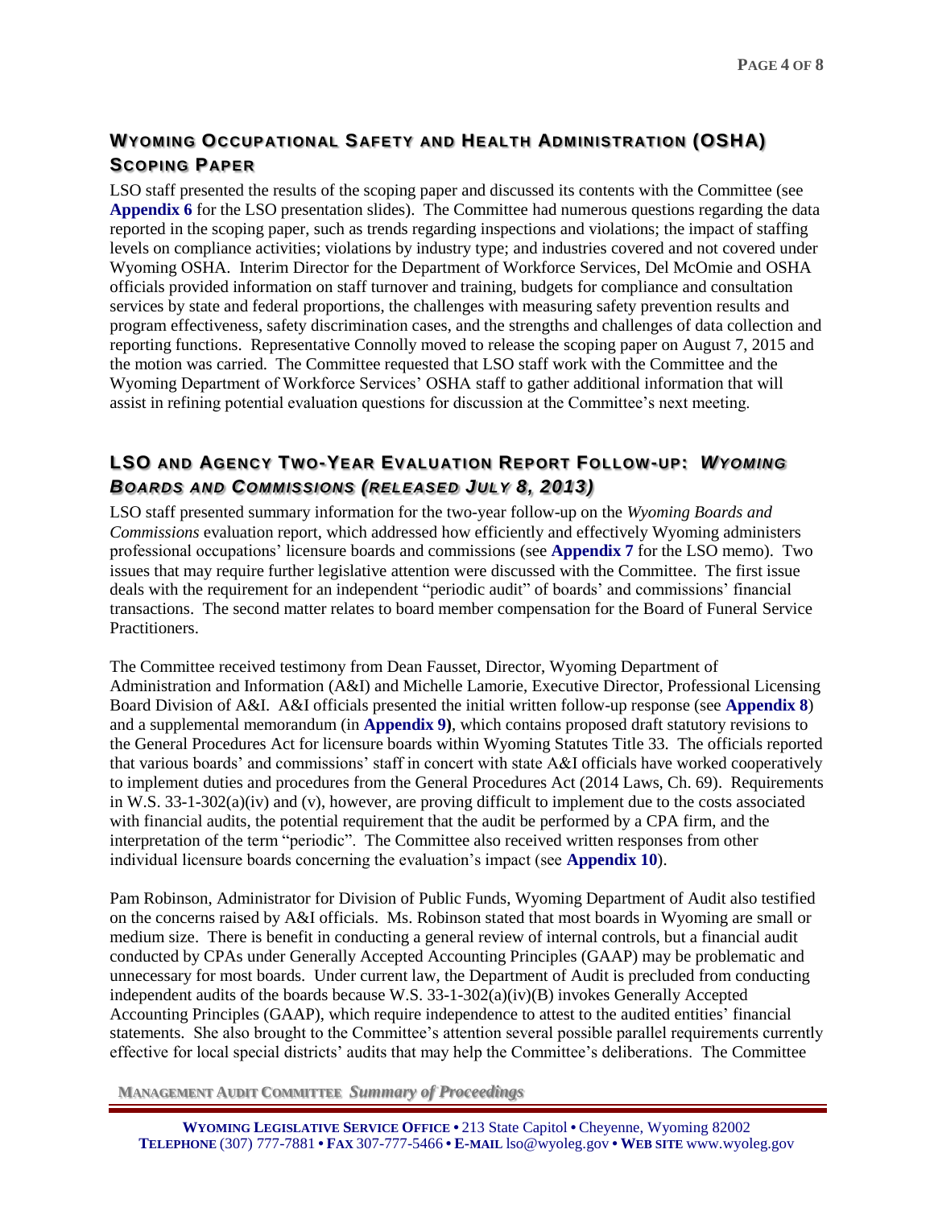## Wyoming Occupational Safety and Health Administration (OSHA) Scoping Paper

LSO staff presented the results of the scoping paper and discussed its contents with the Committee (see **Appendix 6** for the LSO presentation slides). The Committee had numerous questions regarding the data reported in the scoping paper, such as trends regarding inspections and violations; the impact of staffing levels on compliance activities; violations by industry type; and industries covered and not covered under Wyoming OSHA. Interim Director for the Department of Workforce Services, Del McOmie and OSHA officials provided information on staff turnover and training, budgets for compliance and consultation services by state and federal proportions, the challenges with measuring safety prevention results and program effectiveness, safety discrimination cases, and the strengths and challenges of data collection and reporting functions. Representative Connolly moved to release the scoping paper on August 7, 2015 and the motion was carried. The Committee requested that LSO staff work with the Committee and the Wyoming Department of Workforce Services' OSHA staff to gather additional information that will assist in refining potential evaluation questions for discussion at the Committee's next meeting.

## LSO and Agency Two-Year Evaluation Report Follow-up: *Wyoming Boards and Commissions (released July 8, 2013)*

LSO staff presented summary information for the two-year follow-up on the *Wyoming Boards and Commissions* evaluation report, which addressed how efficiently and effectively Wyoming administers professional occupations' licensure boards and commissions (see **Appendix 7** for the LSO memo). Two issues that may require further legislative attention were discussed with the Committee. The first issue deals with the requirement for an independent "periodic audit" of boards' and commissions' financial transactions. The second matter relates to board member compensation for the Board of Funeral Service Practitioners.

The Committee received testimony from Dean Fausset, Director, Wyoming Department of Administration and Information (A&I) and Michelle Lamorie, Executive Director, Professional Licensing Board Division of A&I. A&I officials presented the initial written follow-up response (see **Appendix 8**) and a supplemental memorandum (in **Appendix 9**), which contains proposed draft statutory revisions to the General Procedures Act for licensure boards within Wyoming Statutes Title 33. The officials reported that various boards' and commissions' staff in concert with state A&I officials have worked cooperatively to implement duties and procedures from the General Procedures Act (2014 Laws, Ch. 69). Requirements in W.S. 33-1-302(a)(iv) and (v), however, are proving difficult to implement due to the costs associated with financial audits, the potential requirement that the audit be performed by a CPA firm, and the interpretation of the term "periodic". The Committee also received written responses from other individual licensure boards concerning the evaluation's impact (see **Appendix 10**).

Pam Robinson, Administrator for Division of Public Funds, Wyoming Department of Audit also testified on the concerns raised by A&I officials. Ms. Robinson stated that most boards in Wyoming are small or medium size. There is benefit in conducting a general review of internal controls, but a financial audit conducted by CPAs under Generally Accepted Accounting Principles (GAAP) may be problematic and unnecessary for most boards. Under current law, the Department of Audit is precluded from conducting independent audits of the boards because W.S. 33-1-302(a)(iv)(B) invokes Generally Accepted Accounting Principles (GAAP), which require independence to attest to the audited entities' financial statements. She also brought to the Committee's attention several possible parallel requirements currently effective for local special districts' audits that may help the Committee's deliberations. The Committee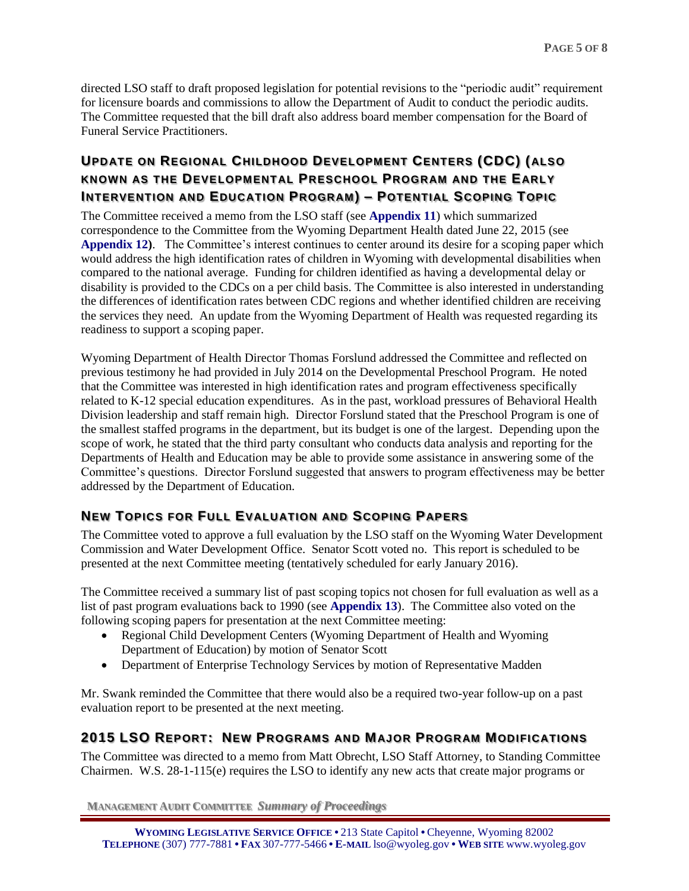directed LSO staff to draft proposed legislation for potential revisions to the "periodic audit" requirement for licensure boards and commissions to allow the Department of Audit to conduct the periodic audits. The Committee requested that the bill draft also address board member compensation for the Board of Funeral Service Practitioners.

## UPDATE ON REGIONAL CHILDHOOD DEVELOPMENT CENTERS (CDC) (ALSO KNOWN AS THE DEVELOPMENTAL PRESCHOOL PROGRAM AND THE EARLY INTERVENTION AND EDUCATION PROGRAM) – POTENTIAL SCOPING TOPIC

The Committee received a memo from the LSO staff (see **Appendix 11**) which summarized correspondence to the Committee from the Wyoming Department Health dated June 22, 2015 (see **Appendix 12**). The Committee's interest continues to center around its desire for a scoping paper which would address the high identification rates of children in Wyoming with developmental disabilities when compared to the national average. Funding for children identified as having a developmental delay or disability is provided to the CDCs on a per child basis. The Committee is also interested in understanding the differences of identification rates between CDC regions and whether identified children are receiving the services they need. An update from the Wyoming Department of Health was requested regarding its readiness to support a scoping paper.

Wyoming Department of Health Director Thomas Forslund addressed the Committee and reflected on previous testimony he had provided in July 2014 on the Developmental Preschool Program. He noted that the Committee was interested in high identification rates and program effectiveness specifically related to K-12 special education expenditures. As in the past, workload pressures of Behavioral Health Division leadership and staff remain high. Director Forslund stated that the Preschool Program is one of the smallest staffed programs in the department, but its budget is one of the largest. Depending upon the scope of work, he stated that the third party consultant who conducts data analysis and reporting for the Departments of Health and Education may be able to provide some assistance in answering some of the Committee's questions. Director Forslund suggested that answers to program effectiveness may be better addressed by the Department of Education.

## NEW TOPICS FOR FULL EVALUATION AND SCOPING PAPERS

The Committee voted to approve a full evaluation by the LSO staff on the Wyoming Water Development Commission and Water Development Office. Senator Scott voted no. This report is scheduled to be presented at the next Committee meeting (tentatively scheduled for early January 2016).

The Committee received a summary list of past scoping topics not chosen for full evaluation as well as a list of past program evaluations back to 1990 (see **Appendix 13**). The Committee also voted on the following scoping papers for presentation at the next Committee meeting:

- Regional Child Development Centers (Wyoming Department of Health and Wyoming Department of Education) by motion of Senator Scott
- Department of Enterprise Technology Services by motion of Representative Madden

Mr. Swank reminded the Committee that there would also be a required two-year follow-up on a past evaluation report to be presented at the next meeting.

## 2015 LSO REPORT: NEW PROGRAMS AND MAJOR PROGRAM MODIFICATIONS

The Committee was directed to a memo from Matt Obrecht, LSO Staff Attorney, to Standing Committee Chairmen. W.S. 28-1-115(e) requires the LSO to identify any new acts that create major programs or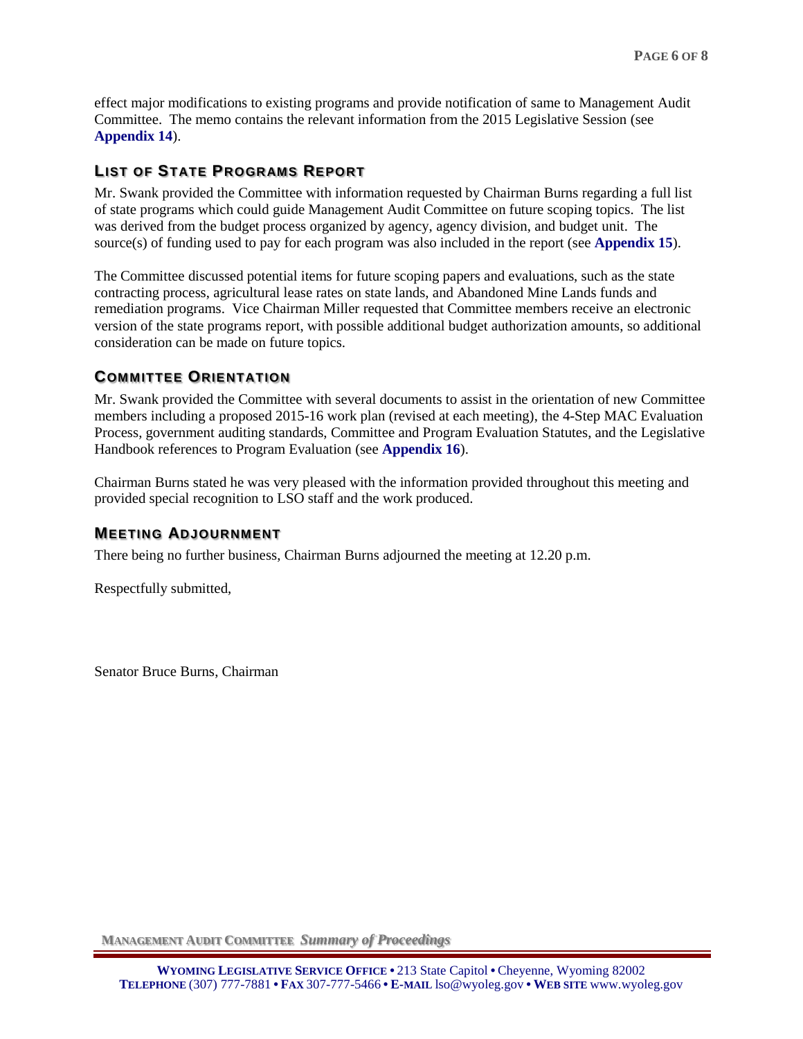effect major modifications to existing programs and provide notification of same to Management Audit Committee. The memo contains the relevant information from the 2015 Legislative Session (see **Appendix 14**).

## List of State Programs Report

Mr. Swank provided the Committee with information requested by Chairman Burns regarding a full list of state programs which could guide Management Audit Committee on future scoping topics. The list was derived from the budget process organized by agency, agency division, and budget unit. The source(s) of funding used to pay for each program was also included in the report (see **Appendix 15**).

The Committee discussed potential items for future scoping papers and evaluations, such as the state contracting process, agricultural lease rates on state lands, and Abandoned Mine Lands funds and remediation programs. Vice Chairman Miller requested that Committee members receive an electronic version of the state programs report, with possible additional budget authorization amounts, so additional consideration can be made on future topics.

## Committee Orientation

Mr. Swank provided the Committee with several documents to assist in the orientation of new Committee members including a proposed 2015-16 work plan (revised at each meeting), the 4-Step MAC Evaluation Process, government auditing standards, Committee and Program Evaluation Statutes, and the Legislative Handbook references to Program Evaluation (see **Appendix 16**).

Chairman Burns stated he was very pleased with the information provided throughout this meeting and provided special recognition to LSO staff and the work produced.

## Meeting Adjournment

There being no further business, Chairman Burns adjourned the meeting at 12.20 p.m.

Respectfully submitted,

Senator Bruce Burns, Chairman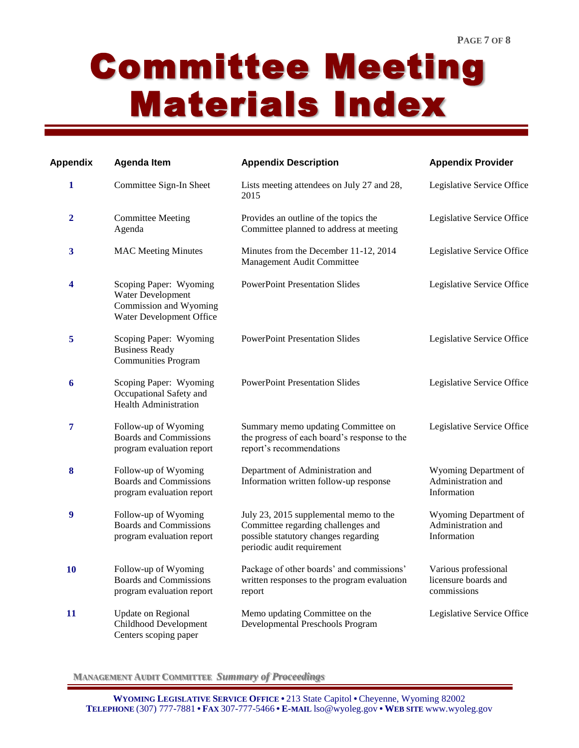# Committee Meeting Materials Index

| Appendix | Agenda Item | Appendix Description | Appendix Provider |
|---|---|---|---|
| **1** | Committee Sign-In Sheet | Lists meeting attendees on July 27 and 28, 2015 | Legislative Service Office |
| **2** | Committee Meeting Agenda | Provides an outline of the topics the Committee planned to address at meeting | Legislative Service Office |
| **3** | MAC Meeting Minutes | Minutes from the December 11-12, 2014 Management Audit Committee | Legislative Service Office |
| **4** | Scoping Paper: Wyoming Water Development Commission and Wyoming Water Development Office | PowerPoint Presentation Slides | Legislative Service Office |
| **5** | Scoping Paper: Wyoming Business Ready Communities Program | PowerPoint Presentation Slides | Legislative Service Office |
| **6** | Scoping Paper: Wyoming Occupational Safety and Health Administration | PowerPoint Presentation Slides | Legislative Service Office |
| **7** | Follow-up of Wyoming Boards and Commissions program evaluation report | Summary memo updating Committee on the progress of each board's response to the report's recommendations | Legislative Service Office |
| **8** | Follow-up of Wyoming Boards and Commissions program evaluation report | Department of Administration and Information written follow-up response | Wyoming Department of Administration and Information |
| **9** | Follow-up of Wyoming Boards and Commissions program evaluation report | July 23, 2015 supplemental memo to the Committee regarding challenges and possible statutory changes regarding periodic audit requirement | Wyoming Department of Administration and Information |
| **10** | Follow-up of Wyoming Boards and Commissions program evaluation report | Package of other boards' and commissions' written responses to the program evaluation report | Various professional licensure boards and commissions |
| **11** | Update on Regional Childhood Development Centers scoping paper | Memo updating Committee on the Developmental Preschools Program | Legislative Service Office |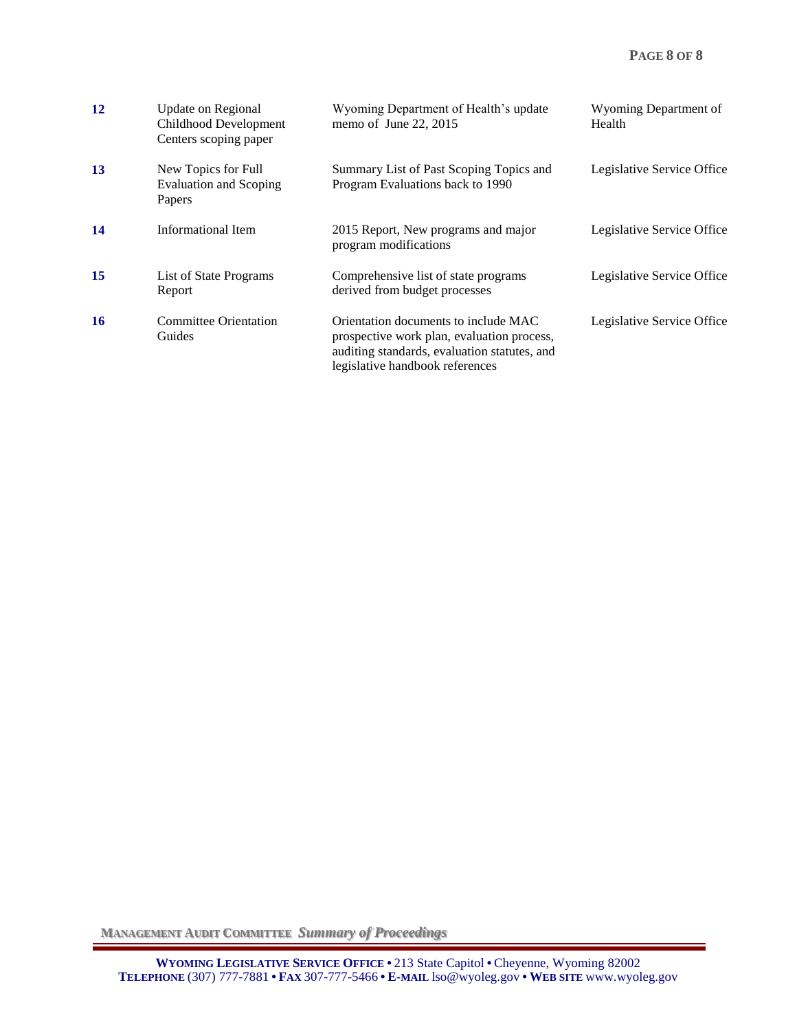| | | | |
|---|---|---|---|
| **12** | Update on Regional Childhood Development Centers scoping paper | Wyoming Department of Health's update memo of June 22, 2015 | Wyoming Department of Health |
| **13** | New Topics for Full Evaluation and Scoping Papers | Summary List of Past Scoping Topics and Program Evaluations back to 1990 | Legislative Service Office |
| **14** | Informational Item | 2015 Report, New programs and major program modifications | Legislative Service Office |
| **15** | List of State Programs Report | Comprehensive list of state programs derived from budget processes | Legislative Service Office |
| **16** | Committee Orientation Guides | Orientation documents to include MAC prospective work plan, evaluation process, auditing standards, evaluation statutes, and legislative handbook references | Legislative Service Office |